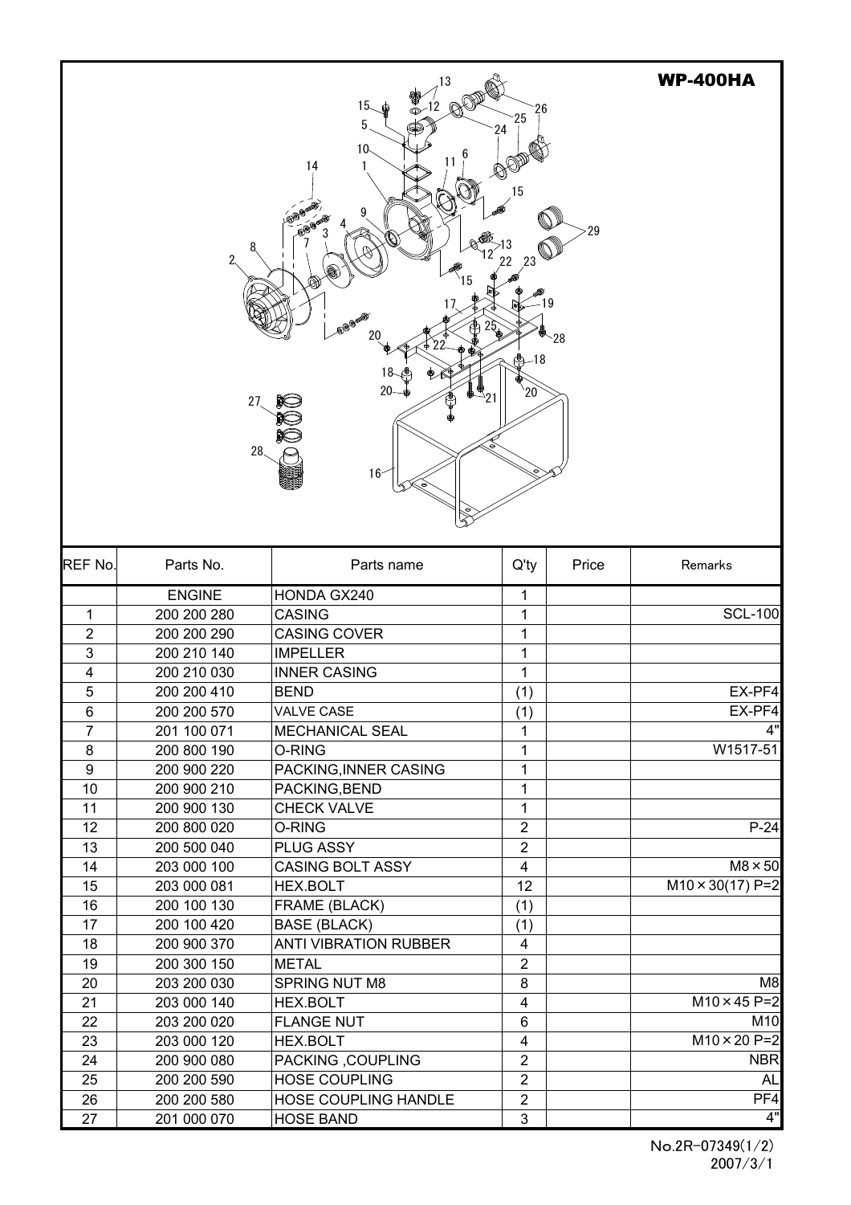# WP-400HA

| REF No. | Parts No. | Parts name | Q'ty | Price | Remarks |
|---|---|---|---|---|---|
| | ENGINE | HONDA GX240 | 1 | | |
| 1 | 200 200 280 | CASING | 1 | | SCL-100 |
| 2 | 200 200 290 | CASING COVER | 1 | | |
| 3 | 200 210 140 | IMPELLER | 1 | | |
| 4 | 200 210 030 | INNER CASING | 1 | | |
| 5 | 200 200 410 | BEND | (1) | | EX-PF4 |
| 6 | 200 200 570 | VALVE CASE | (1) | | EX-PF4 |
| 7 | 201 100 071 | MECHANICAL SEAL | 1 | | 4" |
| 8 | 200 800 190 | O-RING | 1 | | W1517-51 |
| 9 | 200 900 220 | PACKING,INNER CASING | 1 | | |
| 10 | 200 900 210 | PACKING,BEND | 1 | | |
| 11 | 200 900 130 | CHECK VALVE | 1 | | |
| 12 | 200 800 020 | O-RING | 2 | | P-24 |
| 13 | 200 500 040 | PLUG ASSY | 2 | | |
| 14 | 203 000 100 | CASING BOLT ASSY | 4 | | M8×50 |
| 15 | 203 000 081 | HEX.BOLT | 12 | | M10×30(17) P=2 |
| 16 | 200 100 130 | FRAME (BLACK) | (1) | | |
| 17 | 200 100 420 | BASE (BLACK) | (1) | | |
| 18 | 200 900 370 | ANTI VIBRATION RUBBER | 4 | | |
| 19 | 200 300 150 | METAL | 2 | | |
| 20 | 203 200 030 | SPRING NUT M8 | 8 | | M8 |
| 21 | 203 000 140 | HEX.BOLT | 4 | | M10×45 P=2 |
| 22 | 203 200 020 | FLANGE NUT | 6 | | M10 |
| 23 | 203 000 120 | HEX.BOLT | 4 | | M10×20 P=2 |
| 24 | 200 900 080 | PACKING ,COUPLING | 2 | | NBR |
| 25 | 200 200 590 | HOSE COUPLING | 2 | | AL |
| 26 | 200 200 580 | HOSE COUPLING HANDLE | 2 | | PF4 |
| 27 | 201 000 070 | HOSE BAND | 3 | | 4" |

No.2R-07349(1/2)
2007/3/1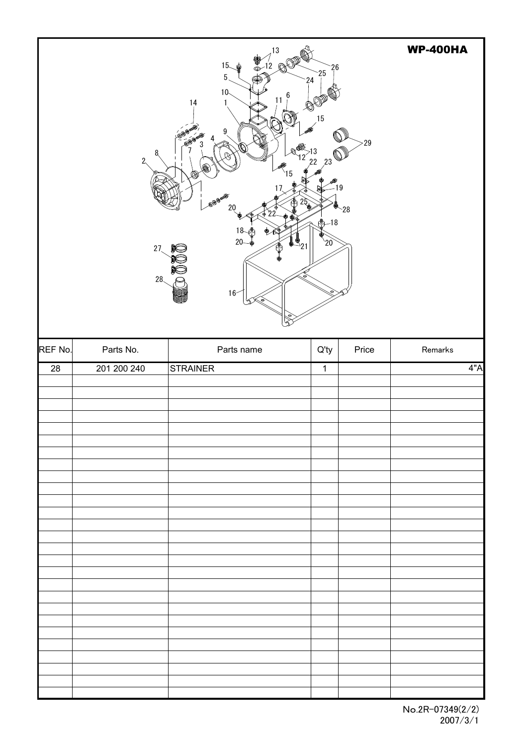# WP-400HA

| REF No. | Parts No. | Parts name | Q'ty | Price | Remarks |
| --- | --- | --- | --- | --- | --- |
| 28 | 201 200 240 | STRAINER | 1 | | 4"A |

No.2R-07349(2/2)
2007/3/1